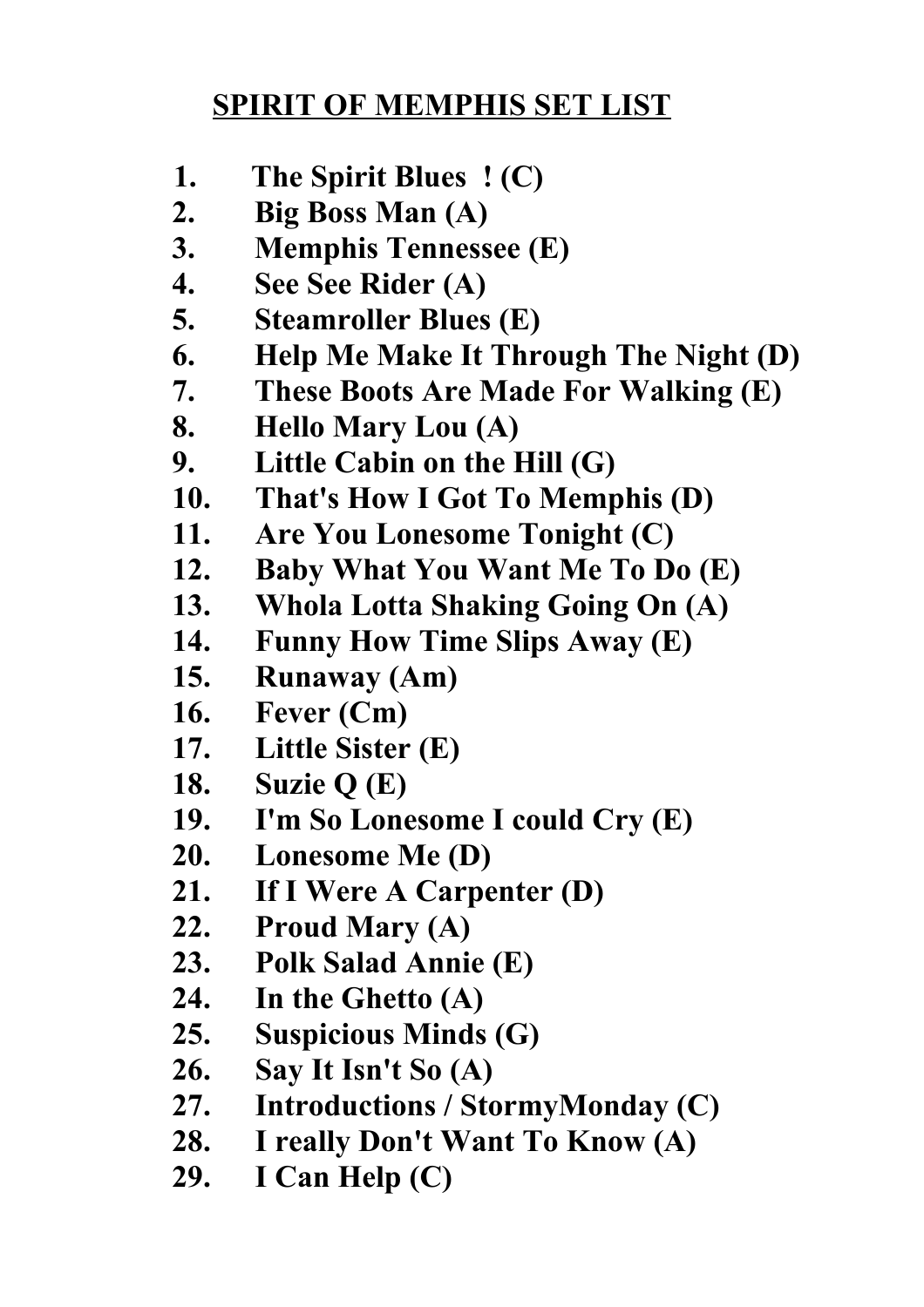# SPIRIT OF MEMPHIS SET LIST

1. **The Spirit Blues ! (C)**
2. **Big Boss Man (A)**
3. **Memphis Tennessee (E)**
4. **See See Rider (A)**
5. **Steamroller Blues (E)**
6. **Help Me Make It Through The Night (D)**
7. **These Boots Are Made For Walking (E)**
8. **Hello Mary Lou (A)**
9. **Little Cabin on the Hill (G)**
10. **That's How I Got To Memphis (D)**
11. **Are You Lonesome Tonight (C)**
12. **Baby What You Want Me To Do (E)**
13. **Whola Lotta Shaking Going On (A)**
14. **Funny How Time Slips Away (E)**
15. **Runaway (Am)**
16. **Fever (Cm)**
17. **Little Sister (E)**
18. **Suzie Q (E)**
19. **I'm So Lonesome I could Cry (E)**
20. **Lonesome Me (D)**
21. **If I Were A Carpenter (D)**
22. **Proud Mary (A)**
23. **Polk Salad Annie (E)**
24. **In the Ghetto (A)**
25. **Suspicious Minds (G)**
26. **Say It Isn't So (A)**
27. **Introductions / StormyMonday (C)**
28. **I really Don't Want To Know (A)**
29. **I Can Help (C)**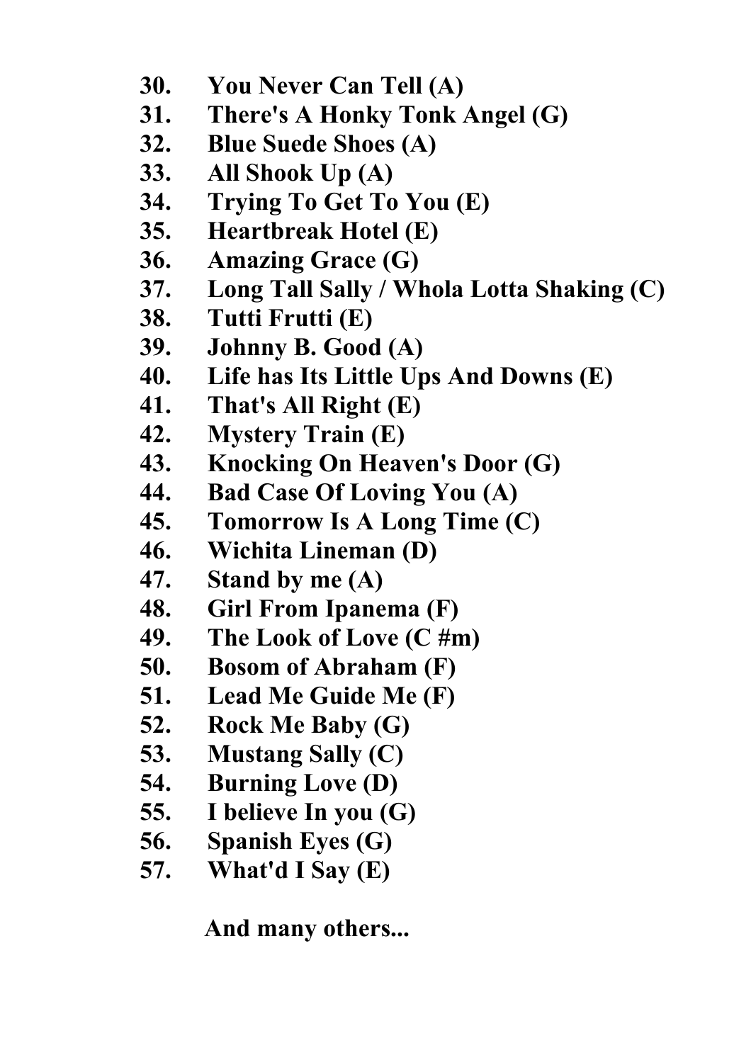30. **You Never Can Tell (A)**
31. **There's A Honky Tonk Angel (G)**
32. **Blue Suede Shoes (A)**
33. **All Shook Up (A)**
34. **Trying To Get To You (E)**
35. **Heartbreak Hotel (E)**
36. **Amazing Grace (G)**
37. **Long Tall Sally / Whola Lotta Shaking (C)**
38. **Tutti Frutti (E)**
39. **Johnny B. Good (A)**
40. **Life has Its Little Ups And Downs (E)**
41. **That's All Right (E)**
42. **Mystery Train (E)**
43. **Knocking On Heaven's Door (G)**
44. **Bad Case Of Loving You (A)**
45. **Tomorrow Is A Long Time (C)**
46. **Wichita Lineman (D)**
47. **Stand by me (A)**
48. **Girl From Ipanema (F)**
49. **The Look of Love (C #m)**
50. **Bosom of Abraham (F)**
51. **Lead Me Guide Me (F)**
52. **Rock Me Baby (G)**
53. **Mustang Sally (C)**
54. **Burning Love (D)**
55. **I believe In you (G)**
56. **Spanish Eyes (G)**
57. **What'd I Say (E)**

**And many others...**